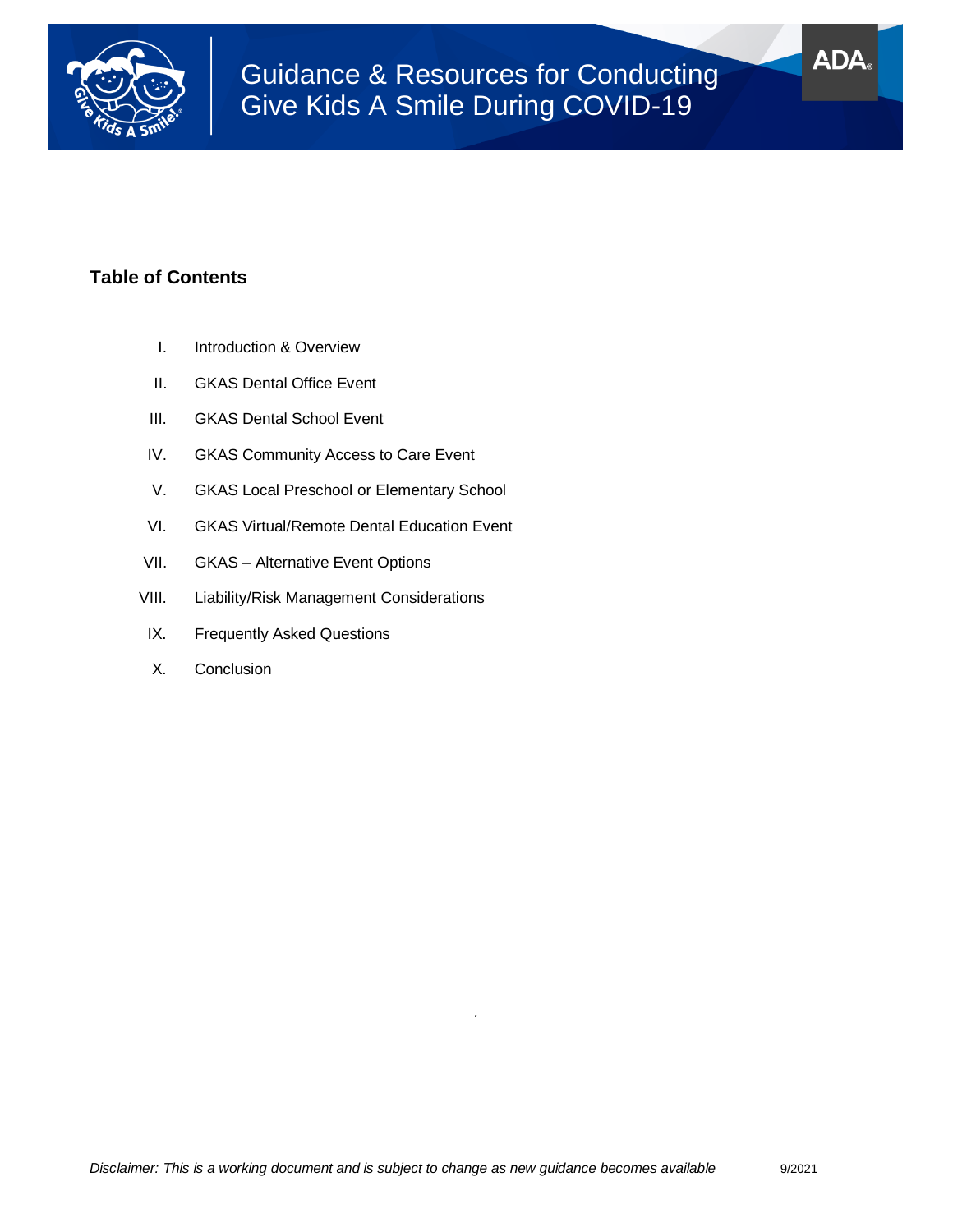# Guidance & Resources for Conducting Give Kids A Smile During COVID-19

## Table of Contents

I. Introduction & Overview

II. GKAS Dental Office Event

III. GKAS Dental School Event

IV. GKAS Community Access to Care Event

V. GKAS Local Preschool or Elementary School

VI. GKAS Virtual/Remote Dental Education Event

VII. GKAS – Alternative Event Options

VIII. Liability/Risk Management Considerations

IX. Frequently Asked Questions

X. Conclusion

*Disclaimer: This is a working document and is subject to change as new guidance becomes available* 9/2021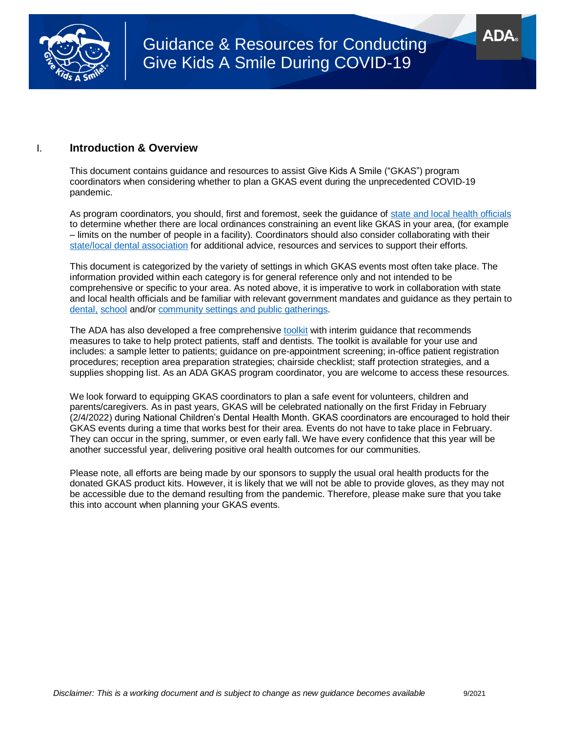# Guidance & Resources for Conducting Give Kids A Smile During COVID-19

## I. Introduction & Overview

This document contains guidance and resources to assist Give Kids A Smile ("GKAS") program coordinators when considering whether to plan a GKAS event during the unprecedented COVID-19 pandemic.

As program coordinators, you should, first and foremost, seek the guidance of state and local health officials to determine whether there are local ordinances constraining an event like GKAS in your area, (for example – limits on the number of people in a facility). Coordinators should also consider collaborating with their state/local dental association for additional advice, resources and services to support their efforts.

This document is categorized by the variety of settings in which GKAS events most often take place. The information provided within each category is for general reference only and not intended to be comprehensive or specific to your area. As noted above, it is imperative to work in collaboration with state and local health officials and be familiar with relevant government mandates and guidance as they pertain to dental, school and/or community settings and public gatherings.

The ADA has also developed a free comprehensive toolkit with interim guidance that recommends measures to take to help protect patients, staff and dentists. The toolkit is available for your use and includes: a sample letter to patients; guidance on pre-appointment screening; in-office patient registration procedures; reception area preparation strategies; chairside checklist; staff protection strategies, and a supplies shopping list. As an ADA GKAS program coordinator, you are welcome to access these resources.

We look forward to equipping GKAS coordinators to plan a safe event for volunteers, children and parents/caregivers. As in past years, GKAS will be celebrated nationally on the first Friday in February (2/4/2022) during National Children's Dental Health Month. GKAS coordinators are encouraged to hold their GKAS events during a time that works best for their area. Events do not have to take place in February. They can occur in the spring, summer, or even early fall. We have every confidence that this year will be another successful year, delivering positive oral health outcomes for our communities.

Please note, all efforts are being made by our sponsors to supply the usual oral health products for the donated GKAS product kits. However, it is likely that we will not be able to provide gloves, as they may not be accessible due to the demand resulting from the pandemic. Therefore, please make sure that you take this into account when planning your GKAS events.

*Disclaimer: This is a working document and is subject to change as new guidance becomes available* 9/2021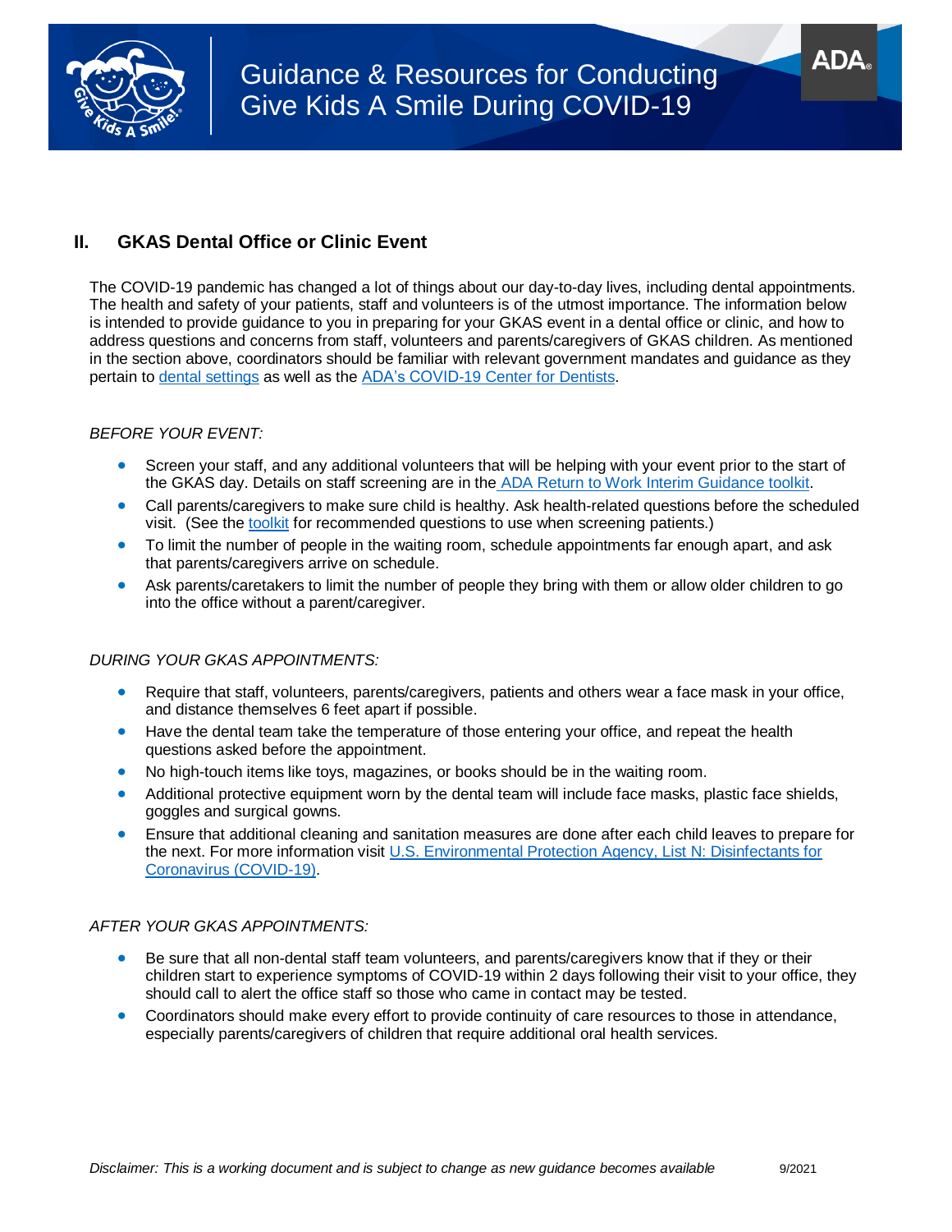## II. GKAS Dental Office or Clinic Event

The COVID-19 pandemic has changed a lot of things about our day-to-day lives, including dental appointments. The health and safety of your patients, staff and volunteers is of the utmost importance. The information below is intended to provide guidance to you in preparing for your GKAS event in a dental office or clinic, and how to address questions and concerns from staff, volunteers and parents/caregivers of GKAS children. As mentioned in the section above, coordinators should be familiar with relevant government mandates and guidance as they pertain to dental settings as well as the ADA's COVID-19 Center for Dentists.

*BEFORE YOUR EVENT:*

- Screen your staff, and any additional volunteers that will be helping with your event prior to the start of the GKAS day. Details on staff screening are in the ADA Return to Work Interim Guidance toolkit.
- Call parents/caregivers to make sure child is healthy. Ask health-related questions before the scheduled visit. (See the toolkit for recommended questions to use when screening patients.)
- To limit the number of people in the waiting room, schedule appointments far enough apart, and ask that parents/caregivers arrive on schedule.
- Ask parents/caretakers to limit the number of people they bring with them or allow older children to go into the office without a parent/caregiver.

*DURING YOUR GKAS APPOINTMENTS:*

- Require that staff, volunteers, parents/caregivers, patients and others wear a face mask in your office, and distance themselves 6 feet apart if possible.
- Have the dental team take the temperature of those entering your office, and repeat the health questions asked before the appointment.
- No high-touch items like toys, magazines, or books should be in the waiting room.
- Additional protective equipment worn by the dental team will include face masks, plastic face shields, goggles and surgical gowns.
- Ensure that additional cleaning and sanitation measures are done after each child leaves to prepare for the next. For more information visit U.S. Environmental Protection Agency, List N: Disinfectants for Coronavirus (COVID-19).

*AFTER YOUR GKAS APPOINTMENTS:*

- Be sure that all non-dental staff team volunteers, and parents/caregivers know that if they or their children start to experience symptoms of COVID-19 within 2 days following their visit to your office, they should call to alert the office staff so those who came in contact may be tested.
- Coordinators should make every effort to provide continuity of care resources to those in attendance, especially parents/caregivers of children that require additional oral health services.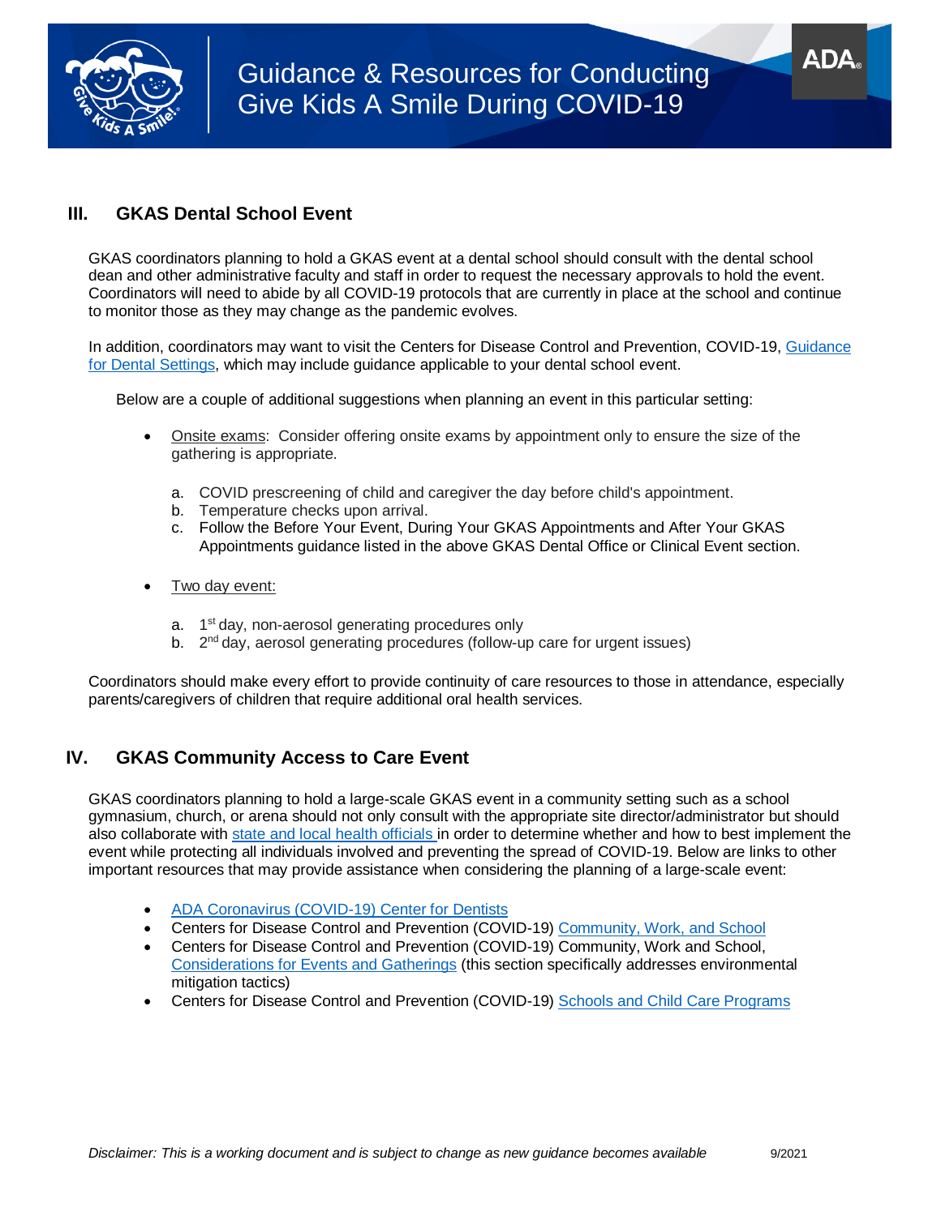## III. GKAS Dental School Event

GKAS coordinators planning to hold a GKAS event at a dental school should consult with the dental school dean and other administrative faculty and staff in order to request the necessary approvals to hold the event. Coordinators will need to abide by all COVID-19 protocols that are currently in place at the school and continue to monitor those as they may change as the pandemic evolves.

In addition, coordinators may want to visit the Centers for Disease Control and Prevention, COVID-19, Guidance for Dental Settings, which may include guidance applicable to your dental school event.

Below are a couple of additional suggestions when planning an event in this particular setting:

- Onsite exams: Consider offering onsite exams by appointment only to ensure the size of the gathering is appropriate.

  a. COVID prescreening of child and caregiver the day before child's appointment.
  b. Temperature checks upon arrival.
  c. Follow the Before Your Event, During Your GKAS Appointments and After Your GKAS Appointments guidance listed in the above GKAS Dental Office or Clinical Event section.

- Two day event:

  a. 1st day, non-aerosol generating procedures only
  b. 2nd day, aerosol generating procedures (follow-up care for urgent issues)

Coordinators should make every effort to provide continuity of care resources to those in attendance, especially parents/caregivers of children that require additional oral health services.

## IV. GKAS Community Access to Care Event

GKAS coordinators planning to hold a large-scale GKAS event in a community setting such as a school gymnasium, church, or arena should not only consult with the appropriate site director/administrator but should also collaborate with state and local health officials in order to determine whether and how to best implement the event while protecting all individuals involved and preventing the spread of COVID-19. Below are links to other important resources that may provide assistance when considering the planning of a large-scale event:

- ADA Coronavirus (COVID-19) Center for Dentists
- Centers for Disease Control and Prevention (COVID-19) Community, Work, and School
- Centers for Disease Control and Prevention (COVID-19) Community, Work and School, Considerations for Events and Gatherings (this section specifically addresses environmental mitigation tactics)
- Centers for Disease Control and Prevention (COVID-19) Schools and Child Care Programs

*Disclaimer: This is a working document and is subject to change as new guidance becomes available* 9/2021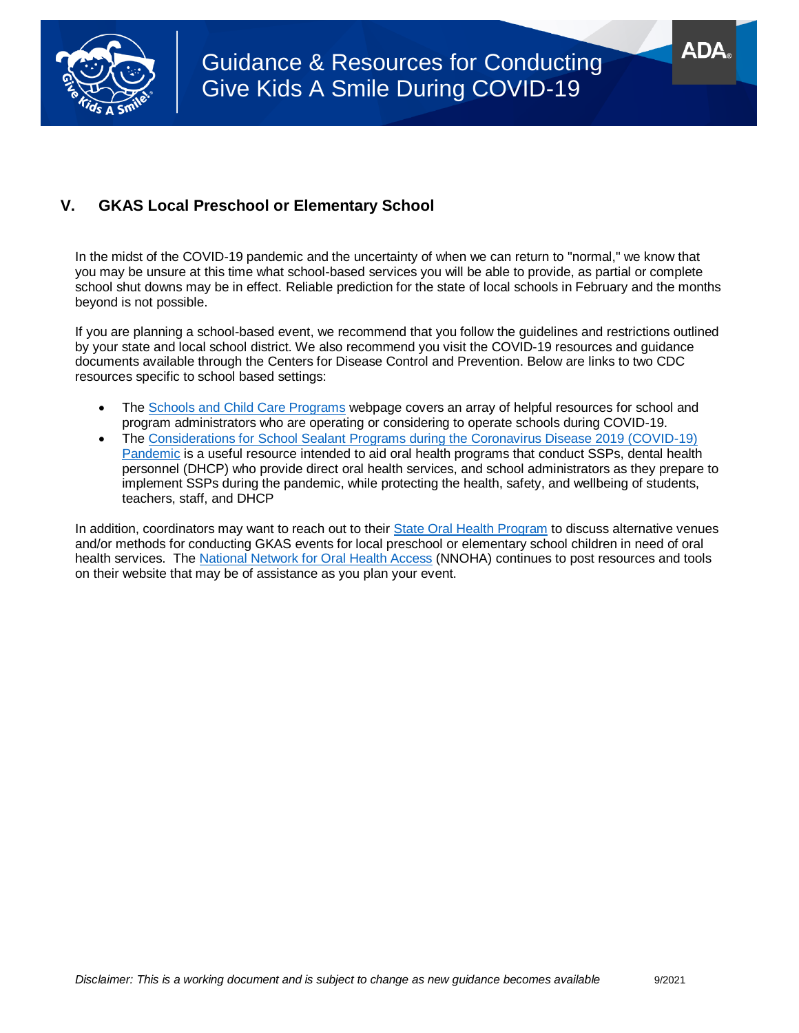## V. GKAS Local Preschool or Elementary School

In the midst of the COVID-19 pandemic and the uncertainty of when we can return to "normal," we know that you may be unsure at this time what school-based services you will be able to provide, as partial or complete school shut downs may be in effect. Reliable prediction for the state of local schools in February and the months beyond is not possible.

If you are planning a school-based event, we recommend that you follow the guidelines and restrictions outlined by your state and local school district. We also recommend you visit the COVID-19 resources and guidance documents available through the Centers for Disease Control and Prevention. Below are links to two CDC resources specific to school based settings:

- The Schools and Child Care Programs webpage covers an array of helpful resources for school and program administrators who are operating or considering to operate schools during COVID-19.
- The Considerations for School Sealant Programs during the Coronavirus Disease 2019 (COVID-19) Pandemic is a useful resource intended to aid oral health programs that conduct SSPs, dental health personnel (DHCP) who provide direct oral health services, and school administrators as they prepare to implement SSPs during the pandemic, while protecting the health, safety, and wellbeing of students, teachers, staff, and DHCP

In addition, coordinators may want to reach out to their State Oral Health Program to discuss alternative venues and/or methods for conducting GKAS events for local preschool or elementary school children in need of oral health services. The National Network for Oral Health Access (NNOHA) continues to post resources and tools on their website that may be of assistance as you plan your event.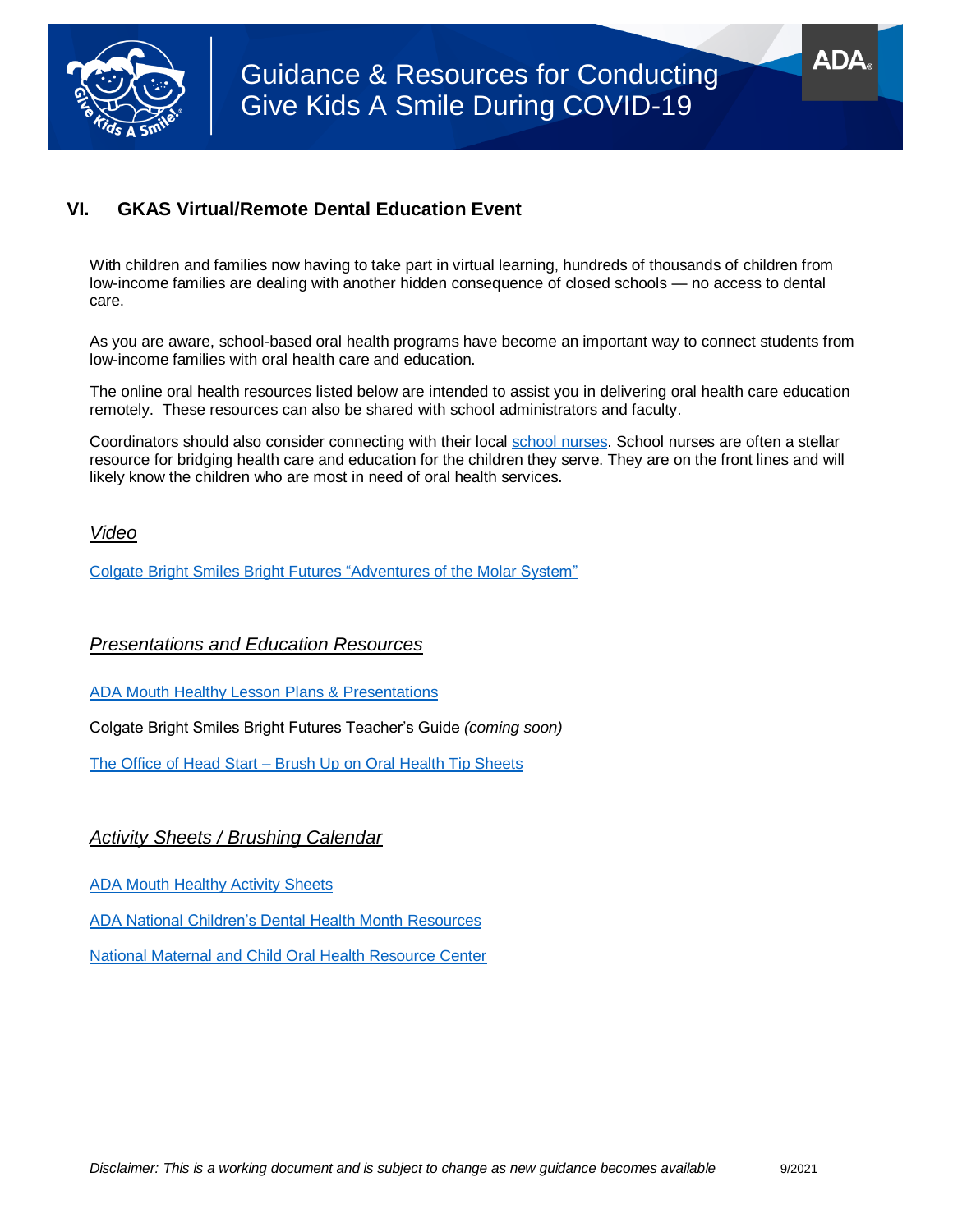## VI. GKAS Virtual/Remote Dental Education Event

With children and families now having to take part in virtual learning, hundreds of thousands of children from low-income families are dealing with another hidden consequence of closed schools — no access to dental care.

As you are aware, school-based oral health programs have become an important way to connect students from low-income families with oral health care and education.

The online oral health resources listed below are intended to assist you in delivering oral health care education remotely. These resources can also be shared with school administrators and faculty.

Coordinators should also consider connecting with their local school nurses. School nurses are often a stellar resource for bridging health care and education for the children they serve. They are on the front lines and will likely know the children who are most in need of oral health services.

### *Video*

Colgate Bright Smiles Bright Futures "Adventures of the Molar System"

### *Presentations and Education Resources*

ADA Mouth Healthy Lesson Plans & Presentations

Colgate Bright Smiles Bright Futures Teacher's Guide *(coming soon)*

The Office of Head Start – Brush Up on Oral Health Tip Sheets

### *Activity Sheets / Brushing Calendar*

ADA Mouth Healthy Activity Sheets

ADA National Children's Dental Health Month Resources

National Maternal and Child Oral Health Resource Center

*Disclaimer: This is a working document and is subject to change as new guidance becomes available* 9/2021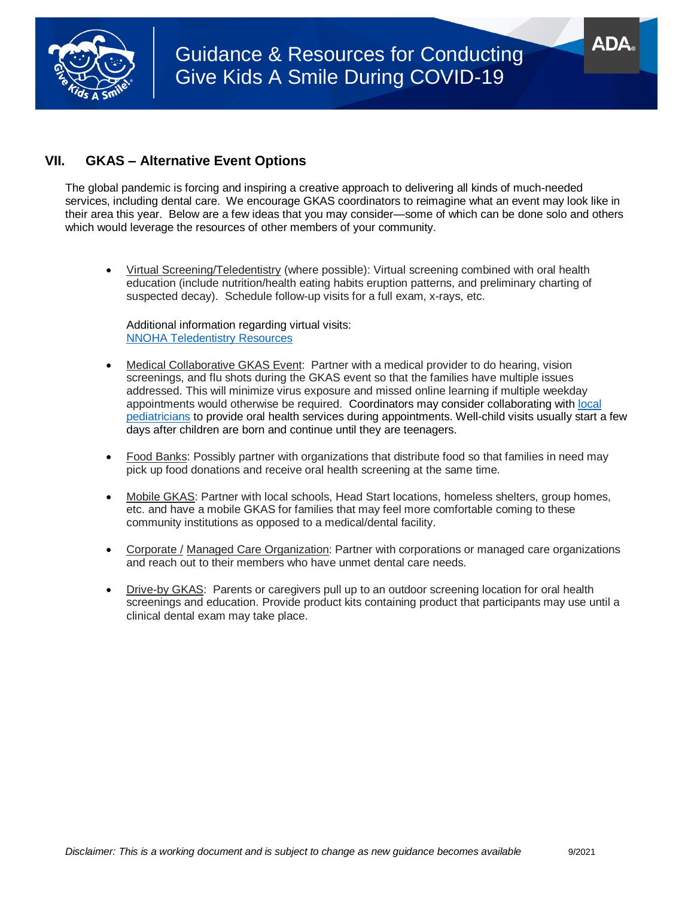## VII. GKAS – Alternative Event Options

The global pandemic is forcing and inspiring a creative approach to delivering all kinds of much-needed services, including dental care. We encourage GKAS coordinators to reimagine what an event may look like in their area this year. Below are a few ideas that you may consider—some of which can be done solo and others which would leverage the resources of other members of your community.

- Virtual Screening/Teledentistry (where possible): Virtual screening combined with oral health education (include nutrition/health eating habits eruption patterns, and preliminary charting of suspected decay). Schedule follow-up visits for a full exam, x-rays, etc.

  Additional information regarding virtual visits:
  NNOHA Teledentistry Resources

- Medical Collaborative GKAS Event: Partner with a medical provider to do hearing, vision screenings, and flu shots during the GKAS event so that the families have multiple issues addressed. This will minimize virus exposure and missed online learning if multiple weekday appointments would otherwise be required. Coordinators may consider collaborating with local pediatricians to provide oral health services during appointments. Well-child visits usually start a few days after children are born and continue until they are teenagers.

- Food Banks: Possibly partner with organizations that distribute food so that families in need may pick up food donations and receive oral health screening at the same time.

- Mobile GKAS: Partner with local schools, Head Start locations, homeless shelters, group homes, etc. and have a mobile GKAS for families that may feel more comfortable coming to these community institutions as opposed to a medical/dental facility.

- Corporate / Managed Care Organization: Partner with corporations or managed care organizations and reach out to their members who have unmet dental care needs.

- Drive-by GKAS: Parents or caregivers pull up to an outdoor screening location for oral health screenings and education. Provide product kits containing product that participants may use until a clinical dental exam may take place.

*Disclaimer: This is a working document and is subject to change as new guidance becomes available* 9/2021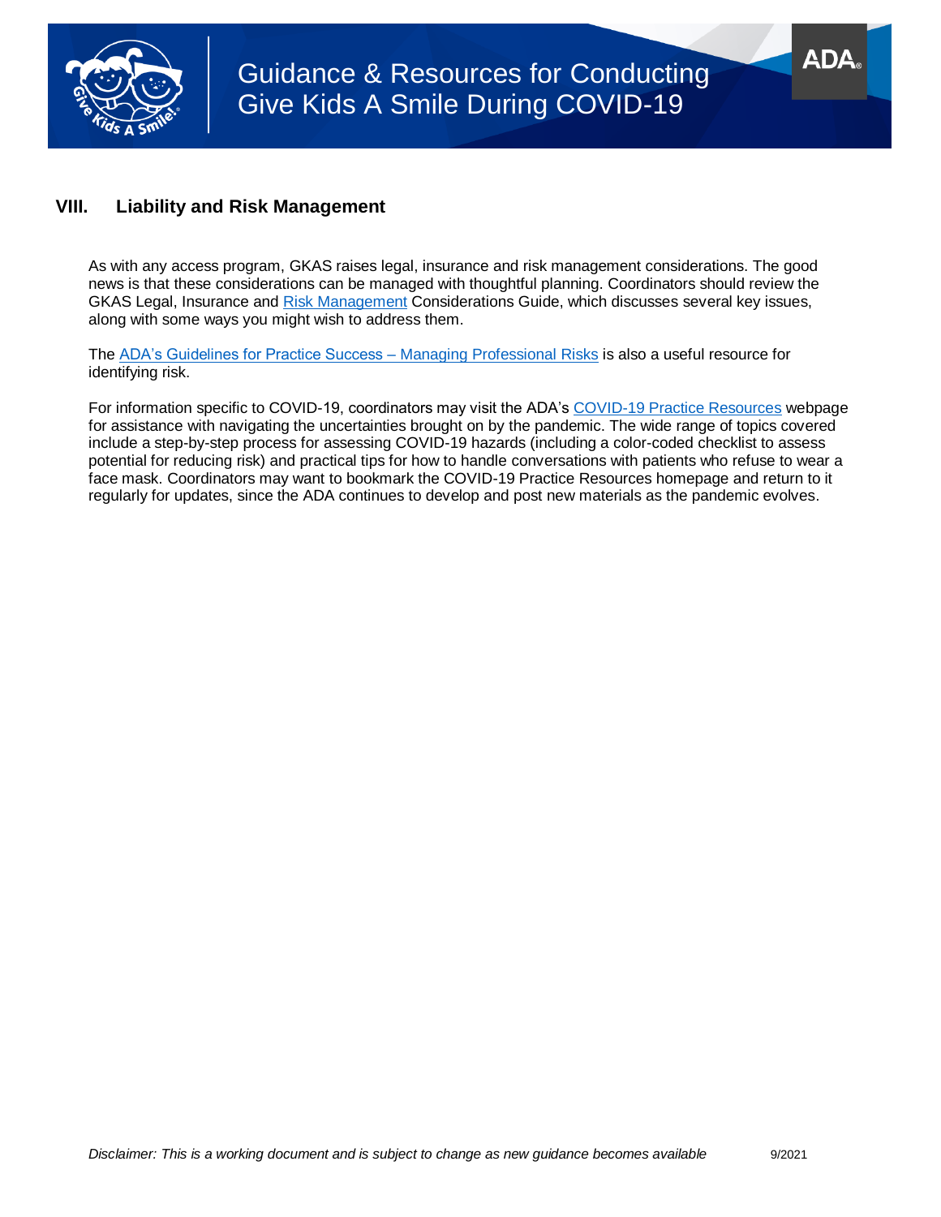## VIII. Liability and Risk Management

As with any access program, GKAS raises legal, insurance and risk management considerations. The good news is that these considerations can be managed with thoughtful planning. Coordinators should review the GKAS Legal, Insurance and Risk Management Considerations Guide, which discusses several key issues, along with some ways you might wish to address them.

The ADA's Guidelines for Practice Success – Managing Professional Risks is also a useful resource for identifying risk.

For information specific to COVID-19, coordinators may visit the ADA's COVID-19 Practice Resources webpage for assistance with navigating the uncertainties brought on by the pandemic. The wide range of topics covered include a step-by-step process for assessing COVID-19 hazards (including a color-coded checklist to assess potential for reducing risk) and practical tips for how to handle conversations with patients who refuse to wear a face mask. Coordinators may want to bookmark the COVID-19 Practice Resources homepage and return to it regularly for updates, since the ADA continues to develop and post new materials as the pandemic evolves.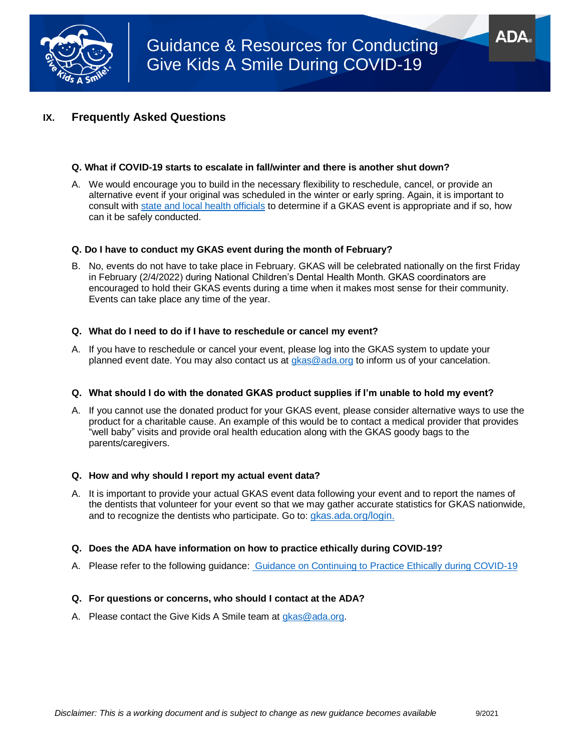## IX. Frequently Asked Questions

**Q. What if COVID-19 starts to escalate in fall/winter and there is another shut down?**

A. We would encourage you to build in the necessary flexibility to reschedule, cancel, or provide an alternative event if your original was scheduled in the winter or early spring. Again, it is important to consult with state and local health officials to determine if a GKAS event is appropriate and if so, how can it be safely conducted.

**Q. Do I have to conduct my GKAS event during the month of February?**

B. No, events do not have to take place in February. GKAS will be celebrated nationally on the first Friday in February (2/4/2022) during National Children's Dental Health Month. GKAS coordinators are encouraged to hold their GKAS events during a time when it makes most sense for their community. Events can take place any time of the year.

**Q. What do I need to do if I have to reschedule or cancel my event?**

A. If you have to reschedule or cancel your event, please log into the GKAS system to update your planned event date. You may also contact us at gkas@ada.org to inform us of your cancelation.

**Q. What should I do with the donated GKAS product supplies if I'm unable to hold my event?**

A. If you cannot use the donated product for your GKAS event, please consider alternative ways to use the product for a charitable cause. An example of this would be to contact a medical provider that provides "well baby" visits and provide oral health education along with the GKAS goody bags to the parents/caregivers.

**Q. How and why should I report my actual event data?**

A. It is important to provide your actual GKAS event data following your event and to report the names of the dentists that volunteer for your event so that we may gather accurate statistics for GKAS nationwide, and to recognize the dentists who participate. Go to: gkas.ada.org/login.

**Q. Does the ADA have information on how to practice ethically during COVID-19?**

A. Please refer to the following guidance: Guidance on Continuing to Practice Ethically during COVID-19

**Q. For questions or concerns, who should I contact at the ADA?**

A. Please contact the Give Kids A Smile team at gkas@ada.org.

*Disclaimer: This is a working document and is subject to change as new guidance becomes available* 9/2021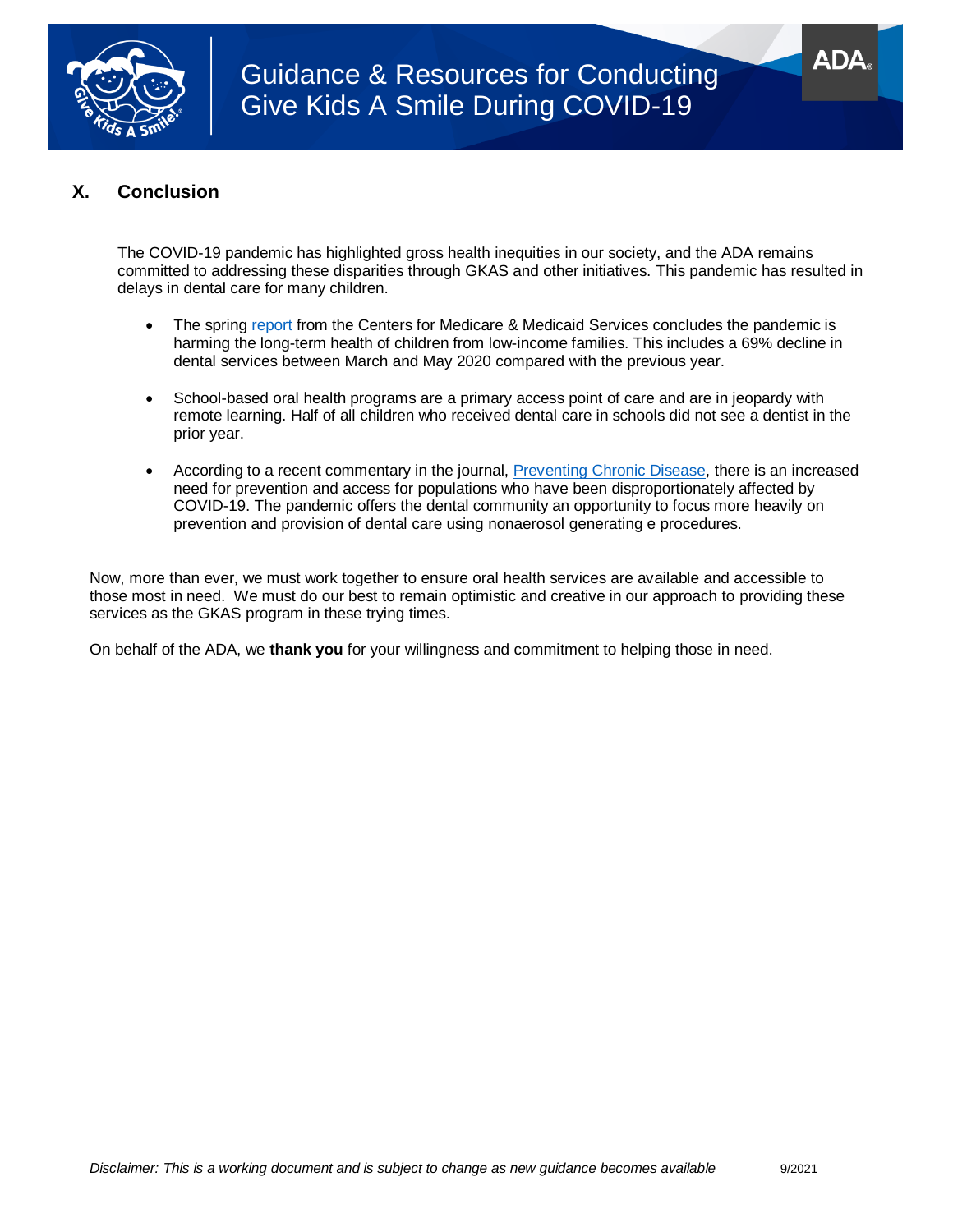## X. Conclusion

The COVID-19 pandemic has highlighted gross health inequities in our society, and the ADA remains committed to addressing these disparities through GKAS and other initiatives. This pandemic has resulted in delays in dental care for many children.

- The spring report from the Centers for Medicare & Medicaid Services concludes the pandemic is harming the long-term health of children from low-income families. This includes a 69% decline in dental services between March and May 2020 compared with the previous year.
- School-based oral health programs are a primary access point of care and are in jeopardy with remote learning. Half of all children who received dental care in schools did not see a dentist in the prior year.
- According to a recent commentary in the journal, Preventing Chronic Disease, there is an increased need for prevention and access for populations who have been disproportionately affected by COVID-19. The pandemic offers the dental community an opportunity to focus more heavily on prevention and provision of dental care using nonaerosol generating e procedures.

Now, more than ever, we must work together to ensure oral health services are available and accessible to those most in need. We must do our best to remain optimistic and creative in our approach to providing these services as the GKAS program in these trying times.

On behalf of the ADA, we **thank you** for your willingness and commitment to helping those in need.